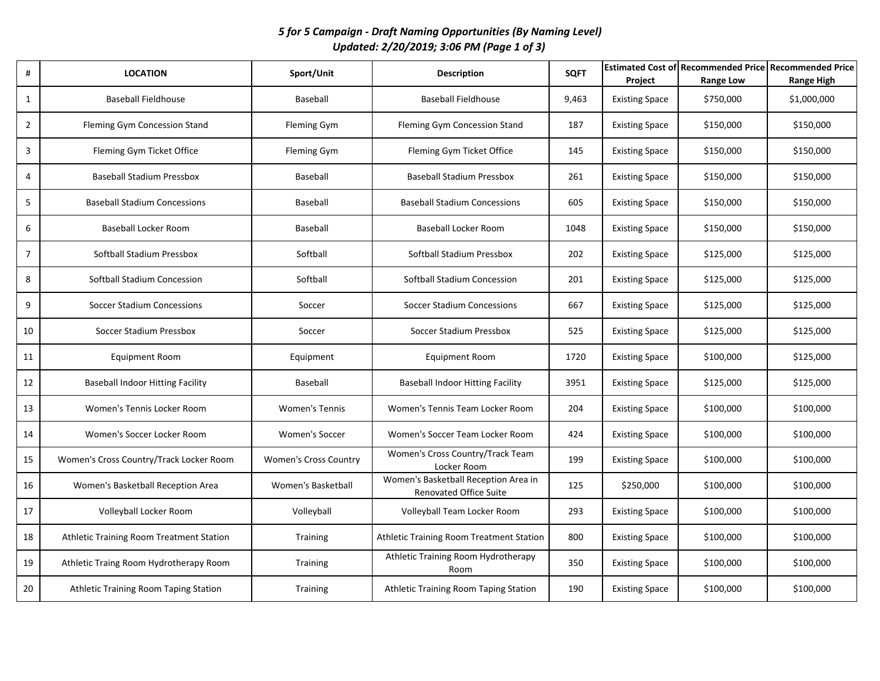***5 for 5 Campaign - Draft Naming Opportunities (By Naming Level)***
***Updated: 2/20/2019; 3:06 PM (Page 1 of 3)***

| # | LOCATION | Sport/Unit | Description | SQFT | Estimated Cost of Project | Recommended Price Range Low | Recommended Price Range High |
|---|---|---|---|---|---|---|---|
| 1 | Baseball Fieldhouse | Baseball | Baseball Fieldhouse | 9,463 | Existing Space | $750,000 | $1,000,000 |
| 2 | Fleming Gym Concession Stand | Fleming Gym | Fleming Gym Concession Stand | 187 | Existing Space | $150,000 | $150,000 |
| 3 | Fleming Gym Ticket Office | Fleming Gym | Fleming Gym Ticket Office | 145 | Existing Space | $150,000 | $150,000 |
| 4 | Baseball Stadium Pressbox | Baseball | Baseball Stadium Pressbox | 261 | Existing Space | $150,000 | $150,000 |
| 5 | Baseball Stadium Concessions | Baseball | Baseball Stadium Concessions | 605 | Existing Space | $150,000 | $150,000 |
| 6 | Baseball Locker Room | Baseball | Baseball Locker Room | 1048 | Existing Space | $150,000 | $150,000 |
| 7 | Softball Stadium Pressbox | Softball | Softball Stadium Pressbox | 202 | Existing Space | $125,000 | $125,000 |
| 8 | Softball Stadium Concession | Softball | Softball Stadium Concession | 201 | Existing Space | $125,000 | $125,000 |
| 9 | Soccer Stadium Concessions | Soccer | Soccer Stadium Concessions | 667 | Existing Space | $125,000 | $125,000 |
| 10 | Soccer Stadium Pressbox | Soccer | Soccer Stadium Pressbox | 525 | Existing Space | $125,000 | $125,000 |
| 11 | Equipment Room | Equipment | Equipment Room | 1720 | Existing Space | $100,000 | $125,000 |
| 12 | Baseball Indoor Hitting Facility | Baseball | Baseball Indoor Hitting Facility | 3951 | Existing Space | $125,000 | $125,000 |
| 13 | Women's Tennis Locker Room | Women's Tennis | Women's Tennis Team Locker Room | 204 | Existing Space | $100,000 | $100,000 |
| 14 | Women's Soccer Locker Room | Women's Soccer | Women's Soccer Team Locker Room | 424 | Existing Space | $100,000 | $100,000 |
| 15 | Women's Cross Country/Track Locker Room | Women's Cross Country | Women's Cross Country/Track Team Locker Room | 199 | Existing Space | $100,000 | $100,000 |
| 16 | Women's Basketball Reception Area | Women's Basketball | Women's Basketball Reception Area in Renovated Office Suite | 125 | $250,000 | $100,000 | $100,000 |
| 17 | Volleyball Locker Room | Volleyball | Volleyball Team Locker Room | 293 | Existing Space | $100,000 | $100,000 |
| 18 | Athletic Training Room Treatment Station | Training | Athletic Training Room Treatment Station | 800 | Existing Space | $100,000 | $100,000 |
| 19 | Athletic Traing Room Hydrotherapy Room | Training | Athletic Training Room Hydrotherapy Room | 350 | Existing Space | $100,000 | $100,000 |
| 20 | Athletic Training Room Taping Station | Training | Athletic Training Room Taping Station | 190 | Existing Space | $100,000 | $100,000 |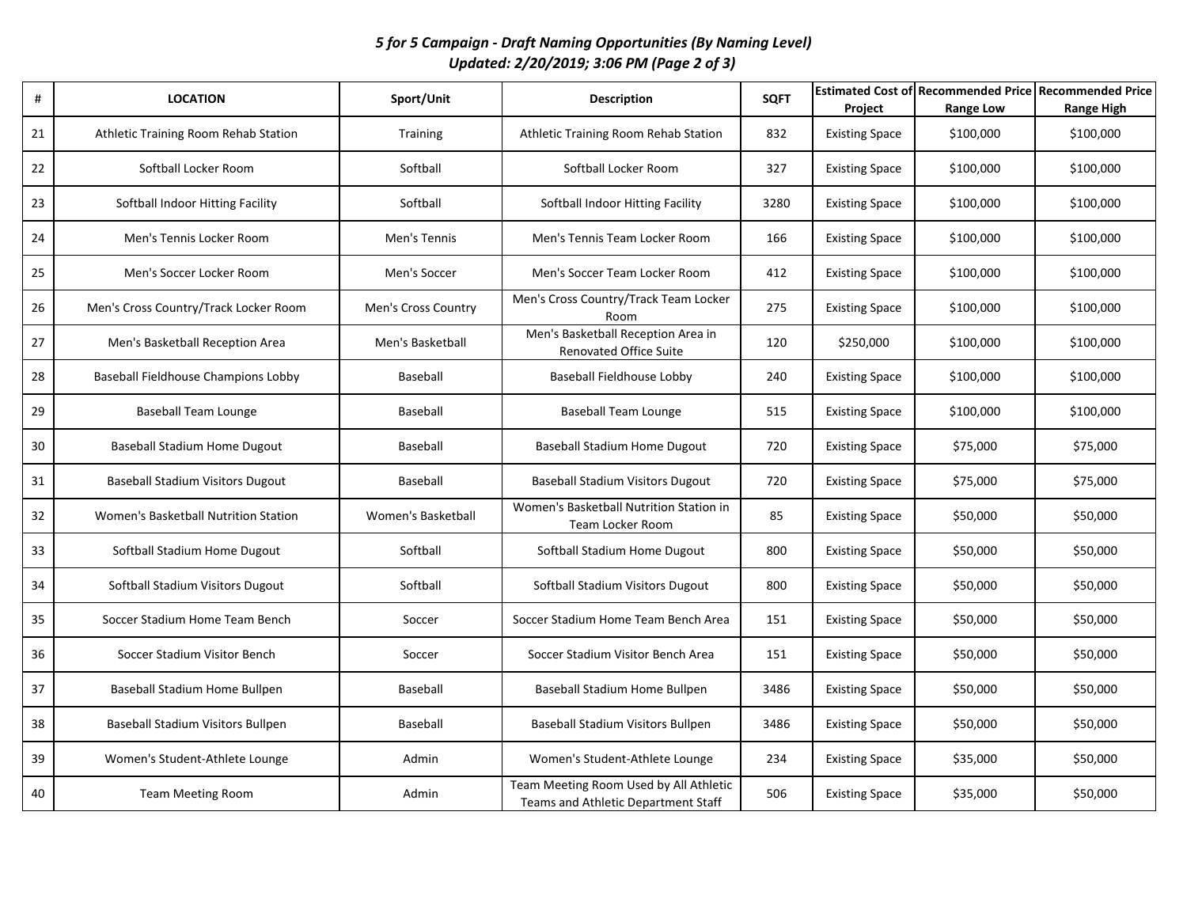## *5 for 5 Campaign - Draft Naming Opportunities (By Naming Level)*
## *Updated: 2/20/2019; 3:06 PM (Page 2 of 3)*

| # | LOCATION | Sport/Unit | Description | SQFT | Estimated Cost of Project | Recommended Price Range Low | Recommended Price Range High |
|---|---|---|---|---|---|---|---|
| 21 | Athletic Training Room Rehab Station | Training | Athletic Training Room Rehab Station | 832 | Existing Space | $100,000 | $100,000 |
| 22 | Softball Locker Room | Softball | Softball Locker Room | 327 | Existing Space | $100,000 | $100,000 |
| 23 | Softball Indoor Hitting Facility | Softball | Softball Indoor Hitting Facility | 3280 | Existing Space | $100,000 | $100,000 |
| 24 | Men's Tennis Locker Room | Men's Tennis | Men's Tennis Team Locker Room | 166 | Existing Space | $100,000 | $100,000 |
| 25 | Men's Soccer Locker Room | Men's Soccer | Men's Soccer Team Locker Room | 412 | Existing Space | $100,000 | $100,000 |
| 26 | Men's Cross Country/Track Locker Room | Men's Cross Country | Men's Cross Country/Track Team Locker Room | 275 | Existing Space | $100,000 | $100,000 |
| 27 | Men's Basketball Reception Area | Men's Basketball | Men's Basketball Reception Area in Renovated Office Suite | 120 | $250,000 | $100,000 | $100,000 |
| 28 | Baseball Fieldhouse Champions Lobby | Baseball | Baseball Fieldhouse Lobby | 240 | Existing Space | $100,000 | $100,000 |
| 29 | Baseball Team Lounge | Baseball | Baseball Team Lounge | 515 | Existing Space | $100,000 | $100,000 |
| 30 | Baseball Stadium Home Dugout | Baseball | Baseball Stadium Home Dugout | 720 | Existing Space | $75,000 | $75,000 |
| 31 | Baseball Stadium Visitors Dugout | Baseball | Baseball Stadium Visitors Dugout | 720 | Existing Space | $75,000 | $75,000 |
| 32 | Women's Basketball Nutrition Station | Women's Basketball | Women's Basketball Nutrition Station in Team Locker Room | 85 | Existing Space | $50,000 | $50,000 |
| 33 | Softball Stadium Home Dugout | Softball | Softball Stadium Home Dugout | 800 | Existing Space | $50,000 | $50,000 |
| 34 | Softball Stadium Visitors Dugout | Softball | Softball Stadium Visitors Dugout | 800 | Existing Space | $50,000 | $50,000 |
| 35 | Soccer Stadium Home Team Bench | Soccer | Soccer Stadium Home Team Bench Area | 151 | Existing Space | $50,000 | $50,000 |
| 36 | Soccer Stadium Visitor Bench | Soccer | Soccer Stadium Visitor Bench Area | 151 | Existing Space | $50,000 | $50,000 |
| 37 | Baseball Stadium Home Bullpen | Baseball | Baseball Stadium Home Bullpen | 3486 | Existing Space | $50,000 | $50,000 |
| 38 | Baseball Stadium Visitors Bullpen | Baseball | Baseball Stadium Visitors Bullpen | 3486 | Existing Space | $50,000 | $50,000 |
| 39 | Women's Student-Athlete Lounge | Admin | Women's Student-Athlete Lounge | 234 | Existing Space | $35,000 | $50,000 |
| 40 | Team Meeting Room | Admin | Team Meeting Room Used by All Athletic Teams and Athletic Department Staff | 506 | Existing Space | $35,000 | $50,000 |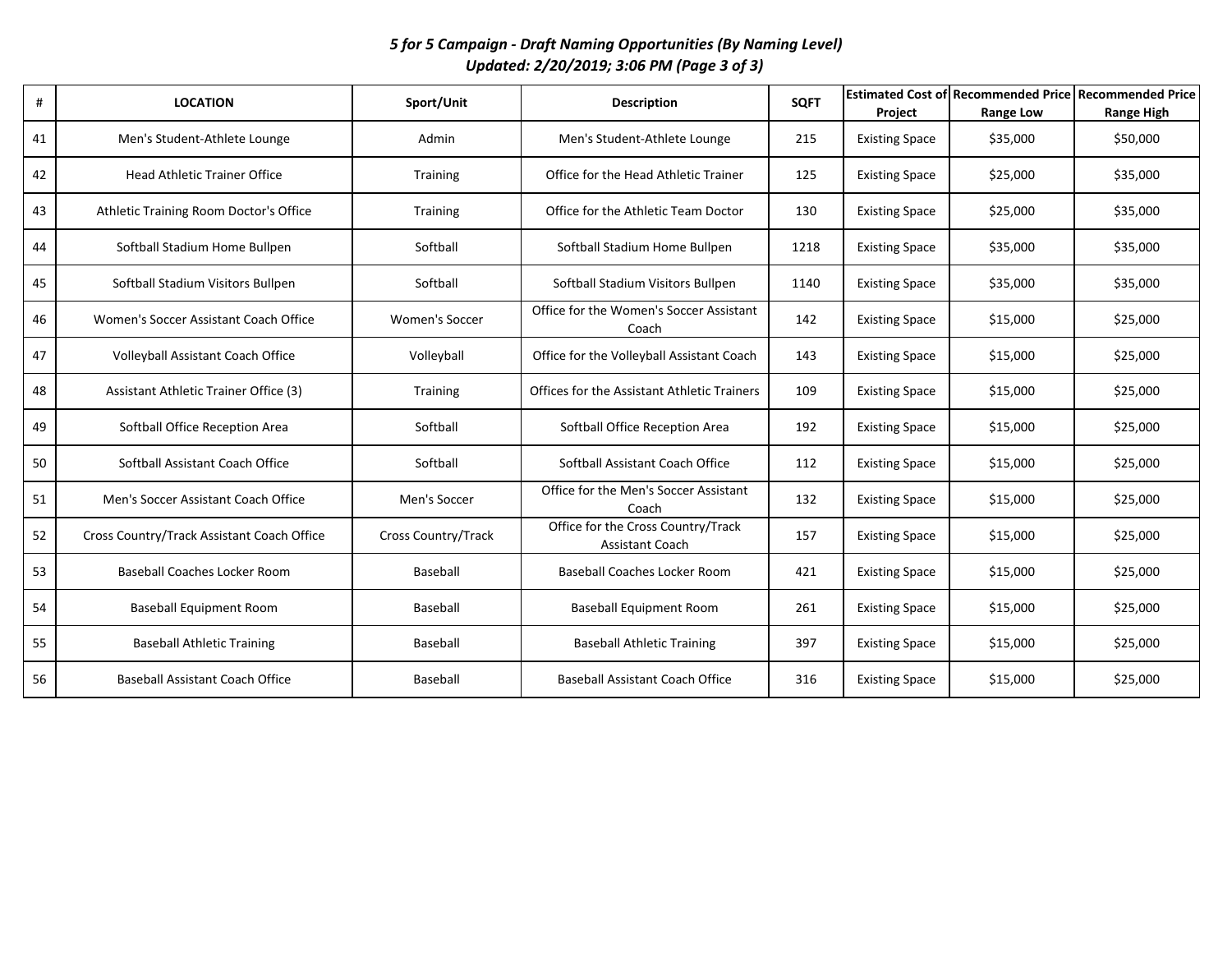## *5 for 5 Campaign - Draft Naming Opportunities (By Naming Level)*
## *Updated: 2/20/2019; 3:06 PM*

| # | LOCATION | Sport/Unit | Description | SQFT | Estimated Cost of Project | Recommended Price Range Low | Recommended Price Range High |
|---|---|---|---|---|---|---|---|
| 41 | Men's Student-Athlete Lounge | Admin | Men's Student-Athlete Lounge | 215 | Existing Space | $35,000 | $50,000 |
| 42 | Head Athletic Trainer Office | Training | Office for the Head Athletic Trainer | 125 | Existing Space | $25,000 | $35,000 |
| 43 | Athletic Training Room Doctor's Office | Training | Office for the Athletic Team Doctor | 130 | Existing Space | $25,000 | $35,000 |
| 44 | Softball Stadium Home Bullpen | Softball | Softball Stadium Home Bullpen | 1218 | Existing Space | $35,000 | $35,000 |
| 45 | Softball Stadium Visitors Bullpen | Softball | Softball Stadium Visitors Bullpen | 1140 | Existing Space | $35,000 | $35,000 |
| 46 | Women's Soccer Assistant Coach Office | Women's Soccer | Office for the Women's Soccer Assistant Coach | 142 | Existing Space | $15,000 | $25,000 |
| 47 | Volleyball Assistant Coach Office | Volleyball | Office for the Volleyball Assistant Coach | 143 | Existing Space | $15,000 | $25,000 |
| 48 | Assistant Athletic Trainer Office (3) | Training | Offices for the Assistant Athletic Trainers | 109 | Existing Space | $15,000 | $25,000 |
| 49 | Softball Office Reception Area | Softball | Softball Office Reception Area | 192 | Existing Space | $15,000 | $25,000 |
| 50 | Softball Assistant Coach Office | Softball | Softball Assistant Coach Office | 112 | Existing Space | $15,000 | $25,000 |
| 51 | Men's Soccer Assistant Coach Office | Men's Soccer | Office for the Men's Soccer Assistant Coach | 132 | Existing Space | $15,000 | $25,000 |
| 52 | Cross Country/Track Assistant Coach Office | Cross Country/Track | Office for the Cross Country/Track Assistant Coach | 157 | Existing Space | $15,000 | $25,000 |
| 53 | Baseball Coaches Locker Room | Baseball | Baseball Coaches Locker Room | 421 | Existing Space | $15,000 | $25,000 |
| 54 | Baseball Equipment Room | Baseball | Baseball Equipment Room | 261 | Existing Space | $15,000 | $25,000 |
| 55 | Baseball Athletic Training | Baseball | Baseball Athletic Training | 397 | Existing Space | $15,000 | $25,000 |
| 56 | Baseball Assistant Coach Office | Baseball | Baseball Assistant Coach Office | 316 | Existing Space | $15,000 | $25,000 |